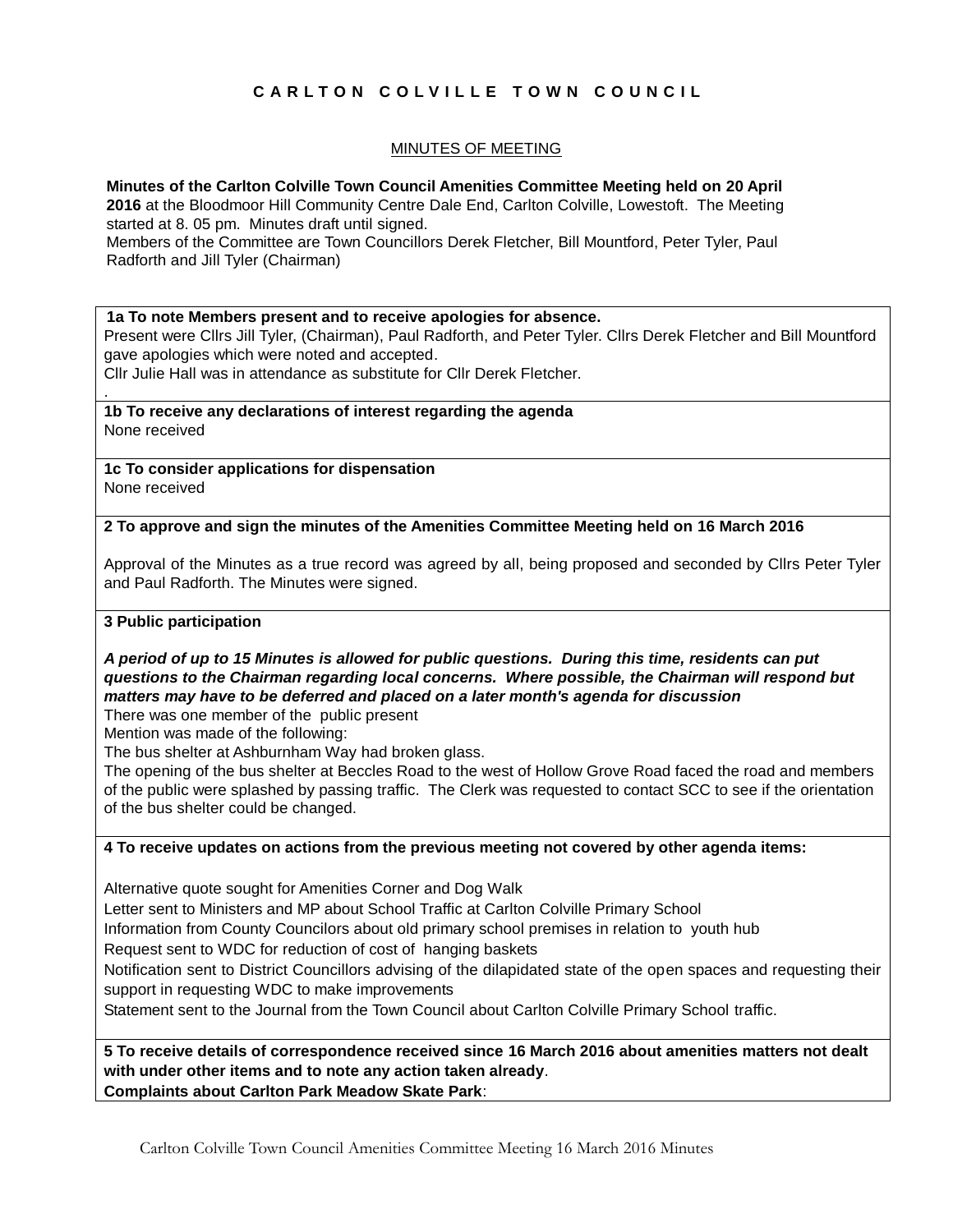# CARLTON COLVILLE TOWN COUNCIL

## MINUTES OF MEETING

**Minutes of the Carlton Colville Town Council Amenities Committee Meeting held on 20 April 2016** at the Bloodmoor Hill Community Centre Dale End, Carlton Colville, Lowestoft. The Meeting started at 8. 05 pm. Minutes draft until signed.
Members of the Committee are Town Councillors Derek Fletcher, Bill Mountford, Peter Tyler, Paul Radforth and Jill Tyler (Chairman)

**1a To note Members present and to receive apologies for absence.**
Present were Cllrs Jill Tyler, (Chairman), Paul Radforth, and Peter Tyler. Cllrs Derek Fletcher and Bill Mountford gave apologies which were noted and accepted.
Cllr Julie Hall was in attendance as substitute for Cllr Derek Fletcher.

**1b To receive any declarations of interest regarding the agenda**
None received

**1c To consider applications for dispensation**
None received

**2 To approve and sign the minutes of the Amenities Committee Meeting held on 16 March 2016**

Approval of the Minutes as a true record was agreed by all, being proposed and seconded by Cllrs Peter Tyler and Paul Radforth. The Minutes were signed.

**3 Public participation**

***A period of up to 15 Minutes is allowed for public questions. During this time, residents can put questions to the Chairman regarding local concerns. Where possible, the Chairman will respond but matters may have to be deferred and placed on a later month's agenda for discussion***
There was one member of the public present
Mention was made of the following:
The bus shelter at Ashburnham Way had broken glass.
The opening of the bus shelter at Beccles Road to the west of Hollow Grove Road faced the road and members of the public were splashed by passing traffic. The Clerk was requested to contact SCC to see if the orientation of the bus shelter could be changed.

**4 To receive updates on actions from the previous meeting not covered by other agenda items:**

Alternative quote sought for Amenities Corner and Dog Walk
Letter sent to Ministers and MP about School Traffic at Carlton Colville Primary School
Information from County Councilors about old primary school premises in relation to youth hub
Request sent to WDC for reduction of cost of hanging baskets
Notification sent to District Councillors advising of the dilapidated state of the open spaces and requesting their support in requesting WDC to make improvements
Statement sent to the Journal from the Town Council about Carlton Colville Primary School traffic.

**5 To receive details of correspondence received since 16 March 2016 about amenities matters not dealt with under other items and to note any action taken already**.
**Complaints about Carlton Park Meadow Skate Park**: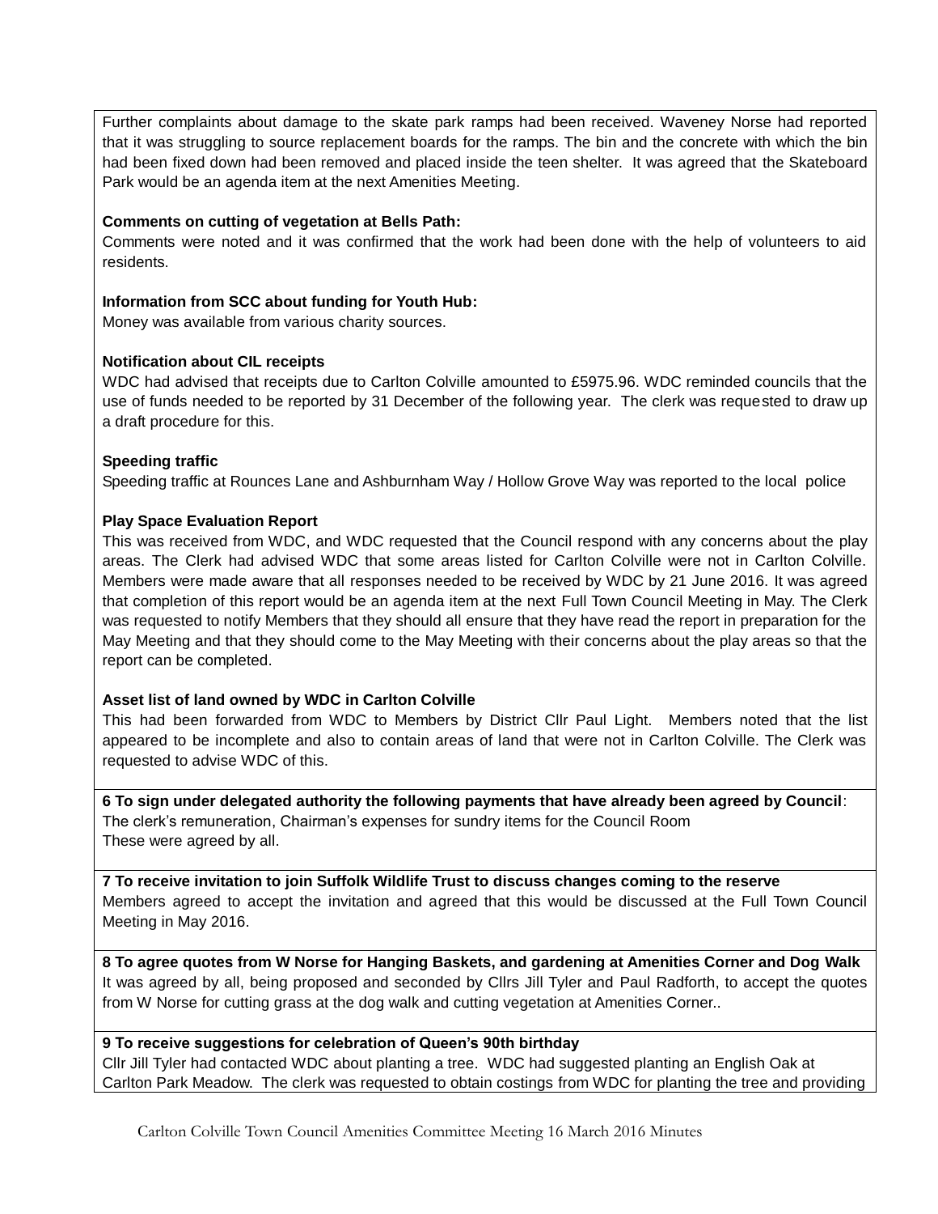Further complaints about damage to the skate park ramps had been received. Waveney Norse had reported that it was struggling to source replacement boards for the ramps. The bin and the concrete with which the bin had been fixed down had been removed and placed inside the teen shelter. It was agreed that the Skateboard Park would be an agenda item at the next Amenities Meeting.

**Comments on cutting of vegetation at Bells Path:**
Comments were noted and it was confirmed that the work had been done with the help of volunteers to aid residents.

**Information from SCC about funding for Youth Hub:**
Money was available from various charity sources.

**Notification about CIL receipts**
WDC had advised that receipts due to Carlton Colville amounted to £5975.96. WDC reminded councils that the use of funds needed to be reported by 31 December of the following year. The clerk was requested to draw up a draft procedure for this.

**Speeding traffic**
Speeding traffic at Rounces Lane and Ashburnham Way / Hollow Grove Way was reported to the local police

**Play Space Evaluation Report**
This was received from WDC, and WDC requested that the Council respond with any concerns about the play areas. The Clerk had advised WDC that some areas listed for Carlton Colville were not in Carlton Colville. Members were made aware that all responses needed to be received by WDC by 21 June 2016. It was agreed that completion of this report would be an agenda item at the next Full Town Council Meeting in May. The Clerk was requested to notify Members that they should all ensure that they have read the report in preparation for the May Meeting and that they should come to the May Meeting with their concerns about the play areas so that the report can be completed.

**Asset list of land owned by WDC in Carlton Colville**
This had been forwarded from WDC to Members by District Cllr Paul Light. Members noted that the list appeared to be incomplete and also to contain areas of land that were not in Carlton Colville. The Clerk was requested to advise WDC of this.

**6 To sign under delegated authority the following payments that have already been agreed by Council**:
The clerk's remuneration, Chairman's expenses for sundry items for the Council Room
These were agreed by all.

**7 To receive invitation to join Suffolk Wildlife Trust to discuss changes coming to the reserve**
Members agreed to accept the invitation and agreed that this would be discussed at the Full Town Council Meeting in May 2016.

**8 To agree quotes from W Norse for Hanging Baskets, and gardening at Amenities Corner and Dog Walk**
It was agreed by all, being proposed and seconded by Cllrs Jill Tyler and Paul Radforth, to accept the quotes from W Norse for cutting grass at the dog walk and cutting vegetation at Amenities Corner..

**9 To receive suggestions for celebration of Queen's 90th birthday**
Cllr Jill Tyler had contacted WDC about planting a tree. WDC had suggested planting an English Oak at Carlton Park Meadow. The clerk was requested to obtain costings from WDC for planting the tree and providing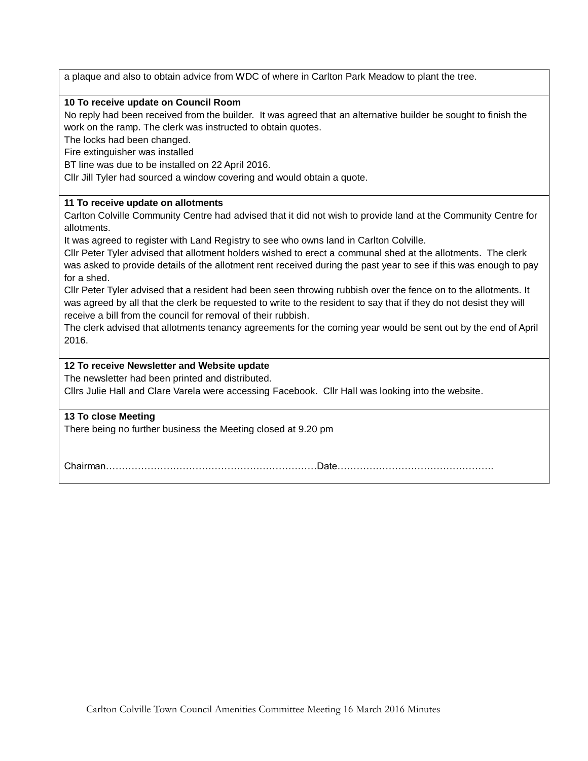a plaque and also to obtain advice from WDC of where in Carlton Park Meadow to plant the tree.

**10 To receive update on Council Room**

No reply had been received from the builder. It was agreed that an alternative builder be sought to finish the work on the ramp. The clerk was instructed to obtain quotes.

The locks had been changed.

Fire extinguisher was installed

BT line was due to be installed on 22 April 2016.

Cllr Jill Tyler had sourced a window covering and would obtain a quote.

**11 To receive update on allotments**

Carlton Colville Community Centre had advised that it did not wish to provide land at the Community Centre for allotments.

It was agreed to register with Land Registry to see who owns land in Carlton Colville.

Cllr Peter Tyler advised that allotment holders wished to erect a communal shed at the allotments. The clerk was asked to provide details of the allotment rent received during the past year to see if this was enough to pay for a shed.

Cllr Peter Tyler advised that a resident had been seen throwing rubbish over the fence on to the allotments. It was agreed by all that the clerk be requested to write to the resident to say that if they do not desist they will receive a bill from the council for removal of their rubbish.

The clerk advised that allotments tenancy agreements for the coming year would be sent out by the end of April 2016.

**12 To receive Newsletter and Website update**

The newsletter had been printed and distributed.

Cllrs Julie Hall and Clare Varela were accessing Facebook. Cllr Hall was looking into the website.

**13 To close Meeting**

There being no further business the Meeting closed at 9.20 pm

Chairman…………………………………………………………Date………………………………………….